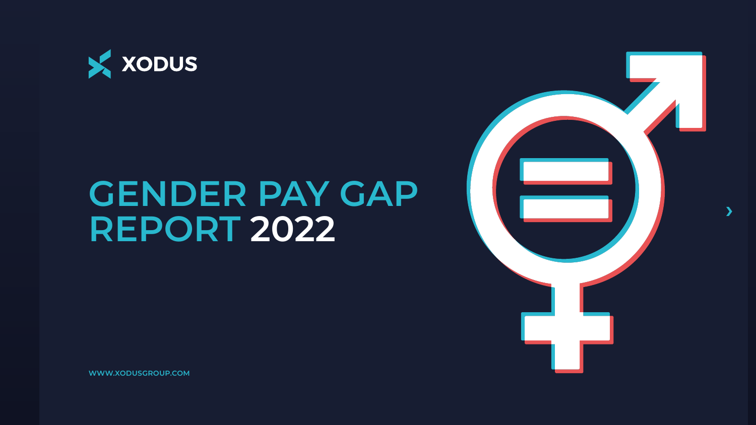XODUS

# GENDER PAY GAP REPORT 2022

WWW.XODUSGROUP.COM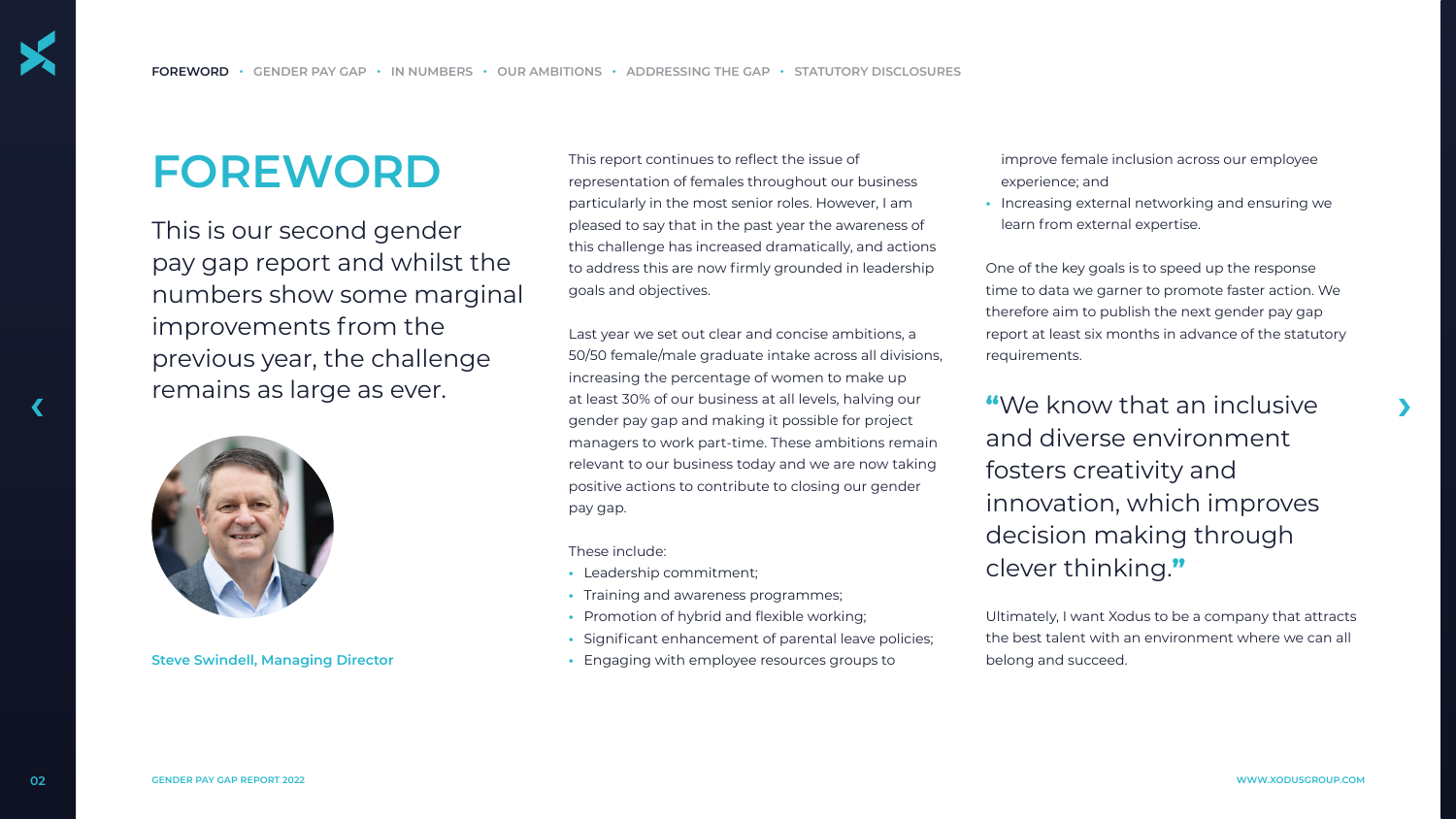# FOREWORD

This is our second gender pay gap report and whilst the numbers show some marginal improvements from the previous year, the challenge remains as large as ever.

**Steve Swindell, Managing Director**

This report continues to reflect the issue of representation of females throughout our business particularly in the most senior roles. However, I am pleased to say that in the past year the awareness of this challenge has increased dramatically, and actions to address this are now firmly grounded in leadership goals and objectives.

Last year we set out clear and concise ambitions, a 50/50 female/male graduate intake across all divisions, increasing the percentage of women to make up at least 30% of our business at all levels, halving our gender pay gap and making it possible for project managers to work part-time. These ambitions remain relevant to our business today and we are now taking positive actions to contribute to closing our gender pay gap.

These include:

- Leadership commitment;
- Training and awareness programmes;
- Promotion of hybrid and flexible working;
- Significant enhancement of parental leave policies;
- Engaging with employee resources groups to improve female inclusion across our employee experience; and
- Increasing external networking and ensuring we learn from external expertise.

One of the key goals is to speed up the response time to data we garner to promote faster action. We therefore aim to publish the next gender pay gap report at least six months in advance of the statutory requirements.

> "We know that an inclusive and diverse environment fosters creativity and innovation, which improves decision making through clever thinking."

Ultimately, I want Xodus to be a company that attracts the best talent with an environment where we can all belong and succeed.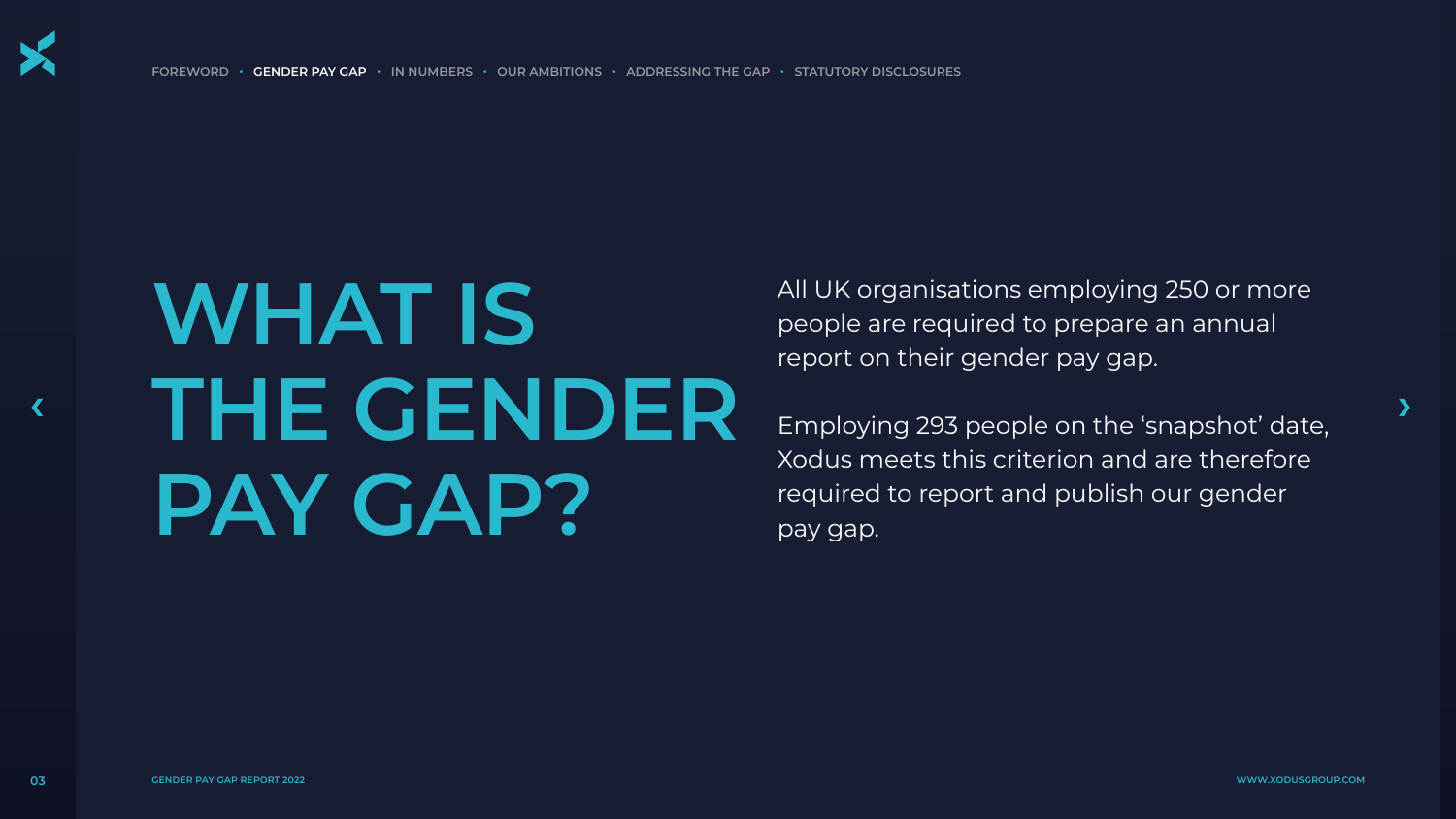# WHAT IS THE GENDER PAY GAP?

All UK organisations employing 250 or more people are required to prepare an annual report on their gender pay gap.

Employing 293 people on the 'snapshot' date, Xodus meets this criterion and are therefore required to report and publish our gender pay gap.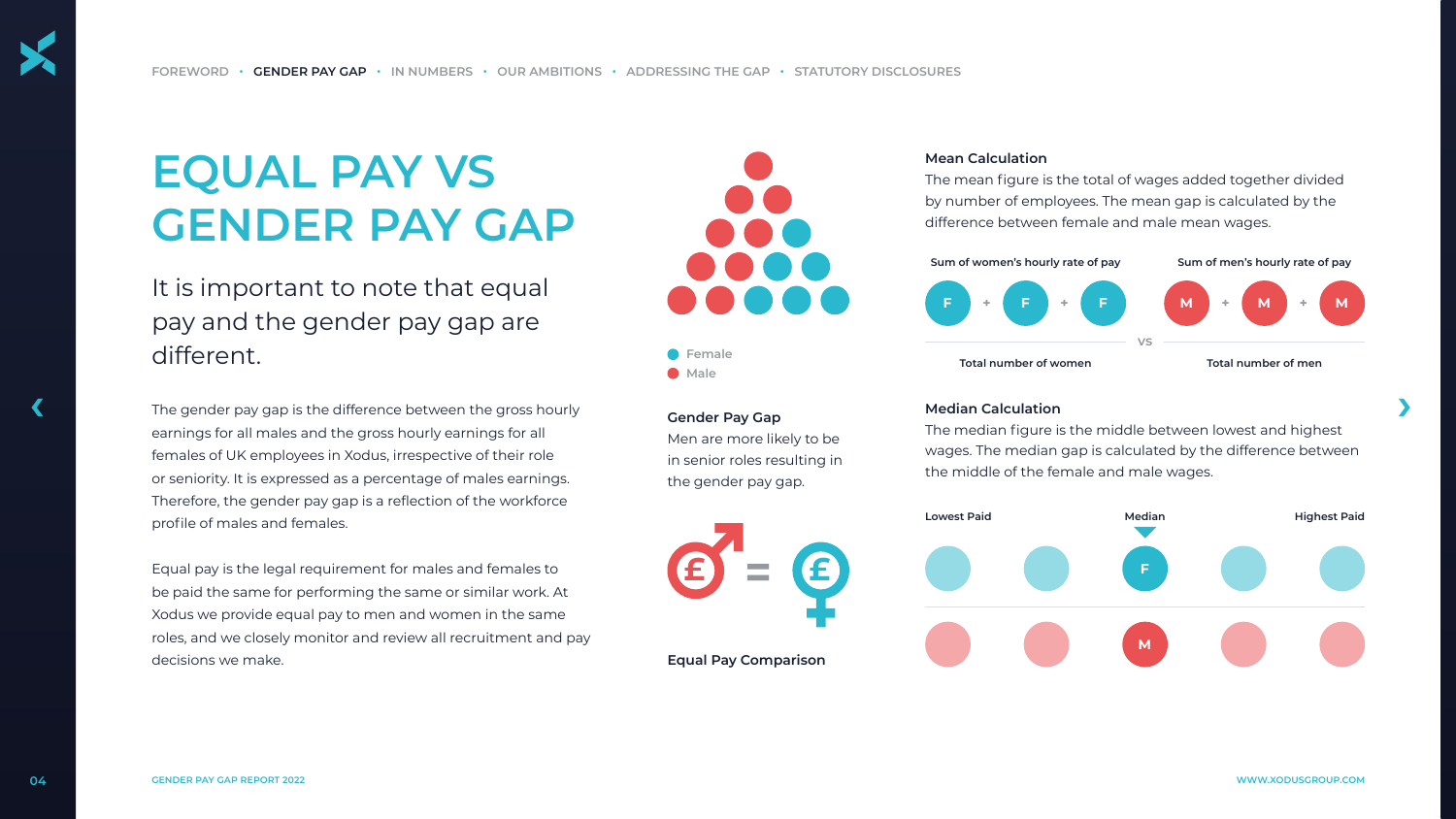# EQUAL PAY VS GENDER PAY GAP

## It is important to note that equal pay and the gender pay gap are different.

The gender pay gap is the difference between the gross hourly earnings for all males and the gross hourly earnings for all females of UK employees in Xodus, irrespective of their role or seniority. It is expressed as a percentage of males earnings. Therefore, the gender pay gap is a reflection of the workforce profile of males and females.

Equal pay is the legal requirement for males and females to be paid the same for performing the same or similar work. At Xodus we provide equal pay to men and women in the same roles, and we closely monitor and review all recruitment and pay decisions we make.

Female
Male

**Gender Pay Gap**

Men are more likely to be in senior roles resulting in the gender pay gap.

**Equal Pay Comparison**

### Mean Calculation

The mean figure is the total of wages added together divided by number of employees. The mean gap is calculated by the difference between female and male mean wages.

| Sum of women's hourly rate of pay | | Sum of men's hourly rate of pay |
|---|---|---|
| F + F + F | VS | M + M + M |
| Total number of women | | Total number of men |

### Median Calculation

The median figure is the middle between lowest and highest wages. The median gap is calculated by the difference between the middle of the female and male wages.

Lowest Paid — Median — Highest Paid

F

M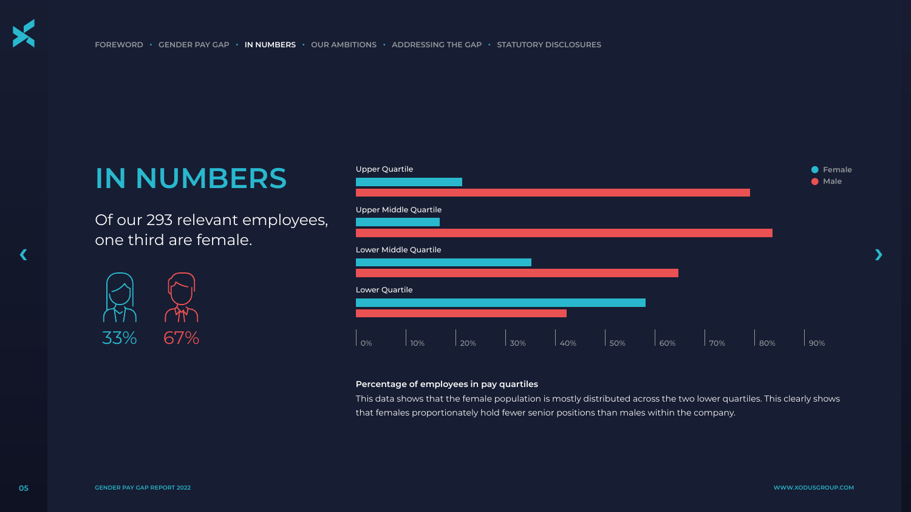# IN NUMBERS

Of our 293 relevant employees, one third are female.

33% 67%

Upper Quartile

Upper Middle Quartile

Lower Middle Quartile

Lower Quartile

Female
Male

0% 10% 20% 30% 40% 50% 60% 70% 80% 90%

**Percentage of employees in pay quartiles**

This data shows that the female population is mostly distributed across the two lower quartiles. This clearly shows that females proportionately hold fewer senior positions than males within the company.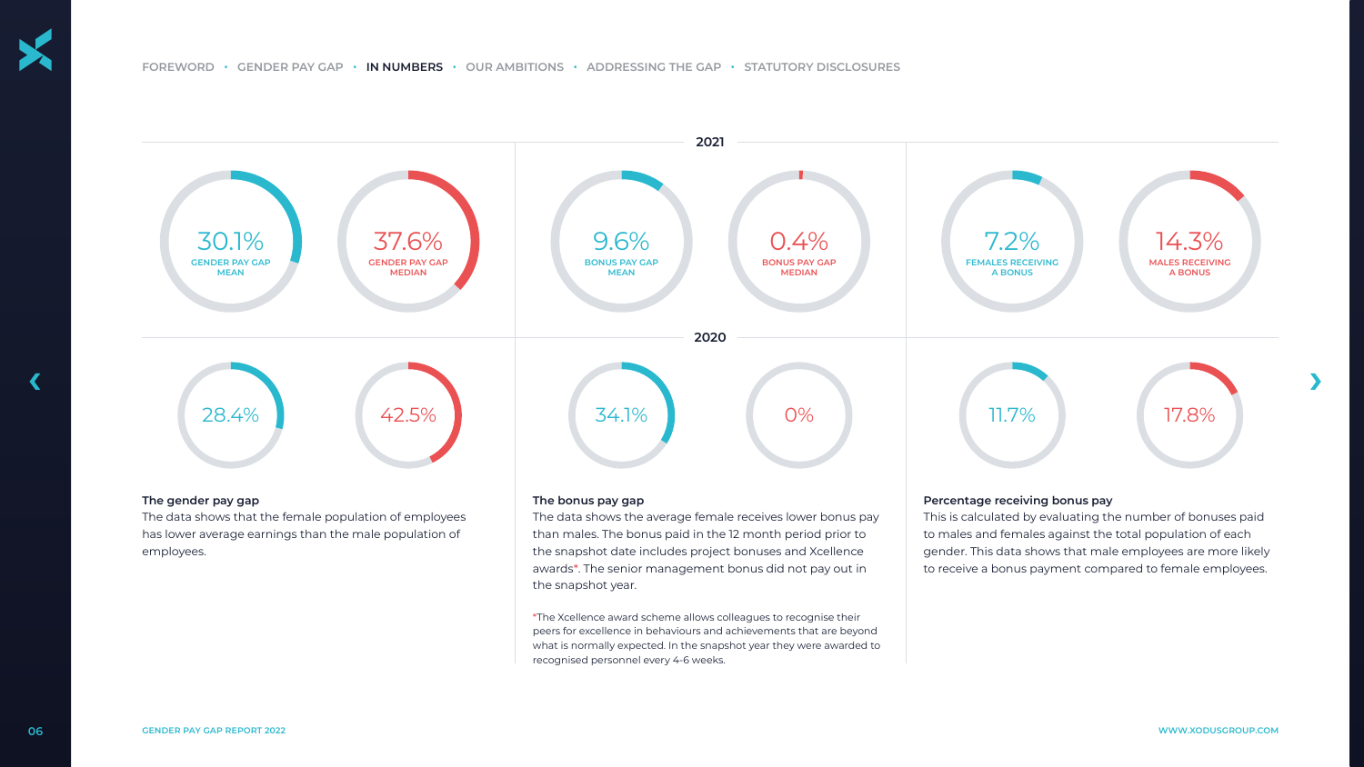FOREWORD • GENDER PAY GAP • **IN NUMBERS** • OUR AMBITIONS • ADDRESSING THE GAP • STATUTORY DISCLOSURES

| | Gender pay gap mean | Gender pay gap median | Bonus pay gap mean | Bonus pay gap median | Females receiving a bonus | Males receiving a bonus |
|---|---|---|---|---|---|---|
| 2021 | 30.1% | 37.6% | 9.6% | 0.4% | 7.2% | 14.3% |
| 2020 | 28.4% | 42.5% | 34.1% | 0% | 11.7% | 17.8% |

**The gender pay gap**

The data shows that the female population of employees has lower average earnings than the male population of employees.

**The bonus pay gap**

The data shows the average female receives lower bonus pay than males. The bonus paid in the 12 month period prior to the snapshot date includes project bonuses and Xcellence awards*. The senior management bonus did not pay out in the snapshot year.

*The Xcellence award scheme allows colleagues to recognise their peers for excellence in behaviours and achievements that are beyond what is normally expected. In the snapshot year they were awarded to recognised personnel every 4-6 weeks.

**Percentage receiving bonus pay**

This is calculated by evaluating the number of bonuses paid to males and females against the total population of each gender. This data shows that male employees are more likely to receive a bonus payment compared to female employees.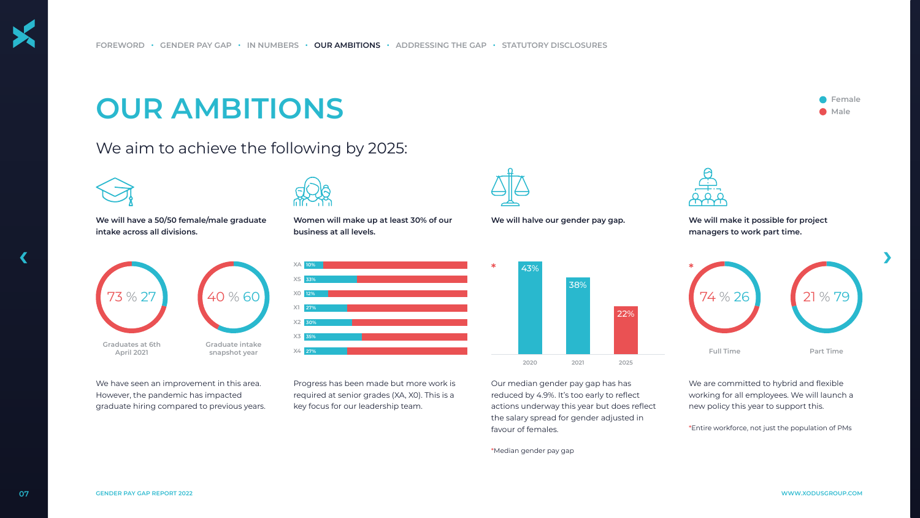# OUR AMBITIONS

Female
Male

## We aim to achieve the following by 2025:

**We will have a 50/50 female/male graduate intake across all divisions.**

73 % 27
Graduates at 6th April 2021

40 % 60
Graduate intake snapshot year

We have seen an improvement in this area. However, the pandemic has impacted graduate hiring compared to previous years.

**Women will make up at least 30% of our business at all levels.**

| Grade | Female |
|---|---|
| XA | 10% |
| XS | 33% |
| X0 | 12% |
| X1 | 27% |
| X2 | 30% |
| X3 | 35% |
| X4 | 27% |

Progress has been made but more work is required at senior grades (XA, X0). This is a key focus for our leadership team.

**We will halve our gender pay gap.**

| Year | Median gender pay gap* |
|---|---|
| 2020 | 43% |
| 2021 | 38% |
| 2025 | 22% |

Our median gender pay gap has has reduced by 4.9%. It's too early to reflect actions underway this year but does reflect the salary spread for gender adjusted in favour of females.

*Median gender pay gap

**We will make it possible for project managers to work part time.**

*

74 % 26
Full Time

21 % 79
Part Time

We are committed to hybrid and flexible working for all employees. We will launch a new policy this year to support this.

*Entire workforce, not just the population of PMs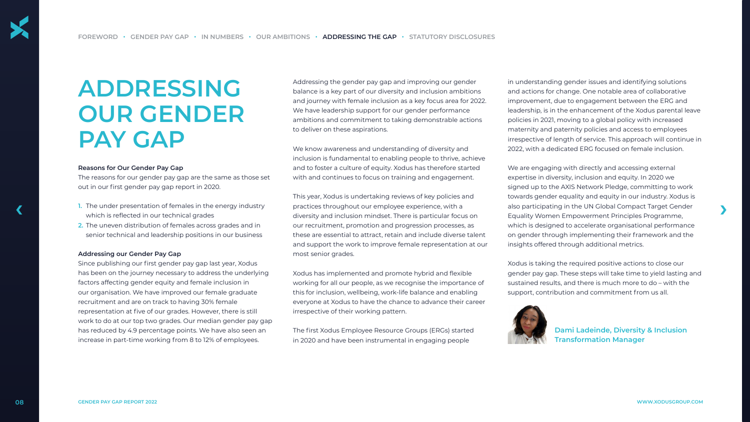# ADDRESSING OUR GENDER PAY GAP

**Reasons for Our Gender Pay Gap**

The reasons for our gender pay gap are the same as those set out in our first gender pay gap report in 2020.

1. The under presentation of females in the energy industry which is reflected in our technical grades
2. The uneven distribution of females across grades and in senior technical and leadership positions in our business

**Addressing our Gender Pay Gap**

Since publishing our first gender pay gap last year, Xodus has been on the journey necessary to address the underlying factors affecting gender equity and female inclusion in our organisation. We have improved our female graduate recruitment and are on track to having 30% female representation at five of our grades. However, there is still work to do at our top two grades. Our median gender pay gap has reduced by 4.9 percentage points. We have also seen an increase in part-time working from 8 to 12% of employees.

Addressing the gender pay gap and improving our gender balance is a key part of our diversity and inclusion ambitions and journey with female inclusion as a key focus area for 2022. We have leadership support for our gender performance ambitions and commitment to taking demonstrable actions to deliver on these aspirations.

We know awareness and understanding of diversity and inclusion is fundamental to enabling people to thrive, achieve and to foster a culture of equity. Xodus has therefore started with and continues to focus on training and engagement.

This year, Xodus is undertaking reviews of key policies and practices throughout our employee experience, with a diversity and inclusion mindset. There is particular focus on our recruitment, promotion and progression processes, as these are essential to attract, retain and include diverse talent and support the work to improve female representation at our most senior grades.

Xodus has implemented and promote hybrid and flexible working for all our people, as we recognise the importance of this for inclusion, wellbeing, work-life balance and enabling everyone at Xodus to have the chance to advance their career irrespective of their working pattern.

The first Xodus Employee Resource Groups (ERGs) started in 2020 and have been instrumental in engaging people in understanding gender issues and identifying solutions and actions for change. One notable area of collaborative improvement, due to engagement between the ERG and leadership, is in the enhancement of the Xodus parental leave policies in 2021, moving to a global policy with increased maternity and paternity policies and access to employees irrespective of length of service. This approach will continue in 2022, with a dedicated ERG focused on female inclusion.

We are engaging with directly and accessing external expertise in diversity, inclusion and equity. In 2020 we signed up to the AXIS Network Pledge, committing to work towards gender equality and equity in our industry. Xodus is also participating in the UN Global Compact Target Gender Equality Women Empowerment Principles Programme, which is designed to accelerate organisational performance on gender through implementing their framework and the insights offered through additional metrics.

Xodus is taking the required positive actions to close our gender pay gap. These steps will take time to yield lasting and sustained results, and there is much more to do – with the support, contribution and commitment from us all.

**Dami Ladeinde, Diversity & Inclusion Transformation Manager**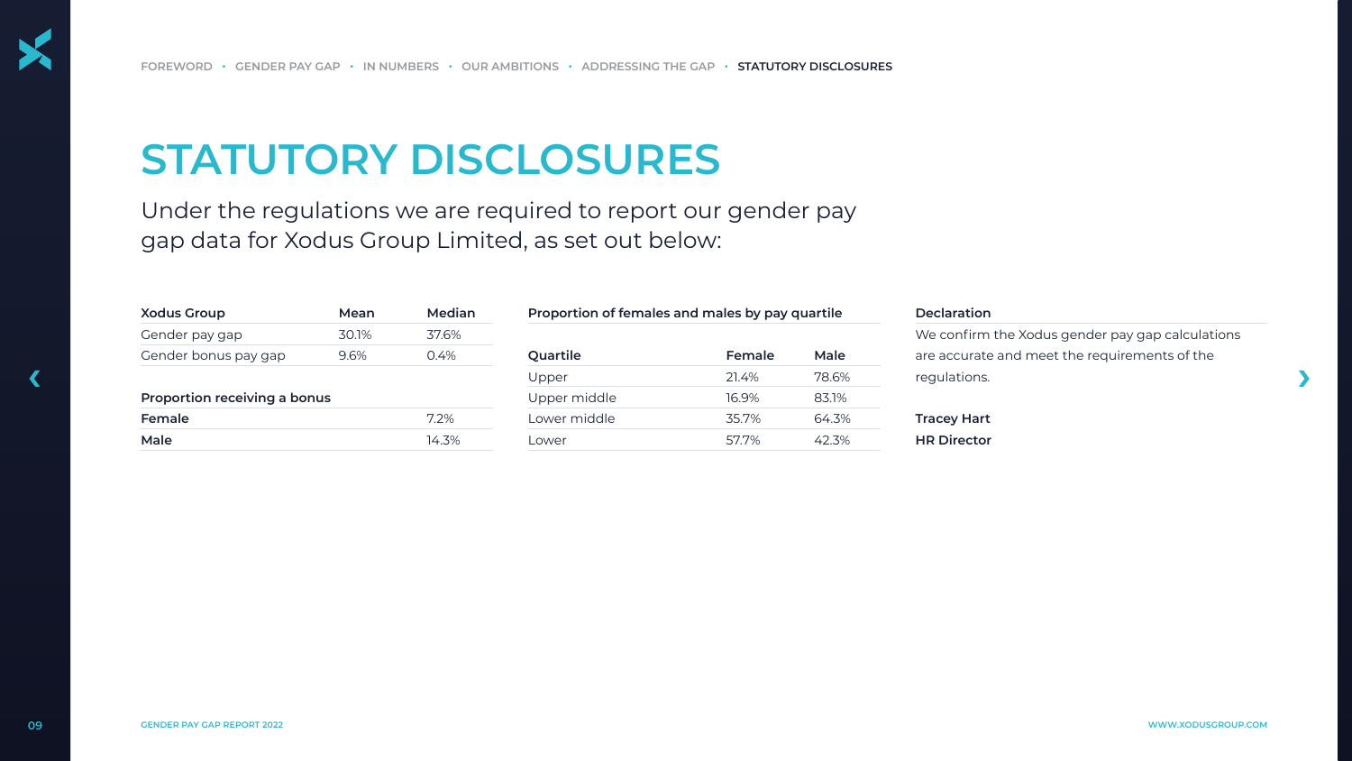# STATUTORY DISCLOSURES

Under the regulations we are required to report our gender pay gap data for Xodus Group Limited, as set out below:

| Xodus Group | Mean | Median |
|---|---|---|
| Gender pay gap | 30.1% | 37.6% |
| Gender bonus pay gap | 9.6% | 0.4% |

| Proportion receiving a bonus | |
|---|---|
| **Female** | 7.2% |
| **Male** | 14.3% |

**Proportion of females and males by pay quartile**

| Quartile | Female | Male |
|---|---|---|
| Upper | 21.4% | 78.6% |
| Upper middle | 16.9% | 83.1% |
| Lower middle | 35.7% | 64.3% |
| Lower | 57.7% | 42.3% |

**Declaration**

We confirm the Xodus gender pay gap calculations are accurate and meet the requirements of the regulations.

**Tracey Hart**
**HR Director**